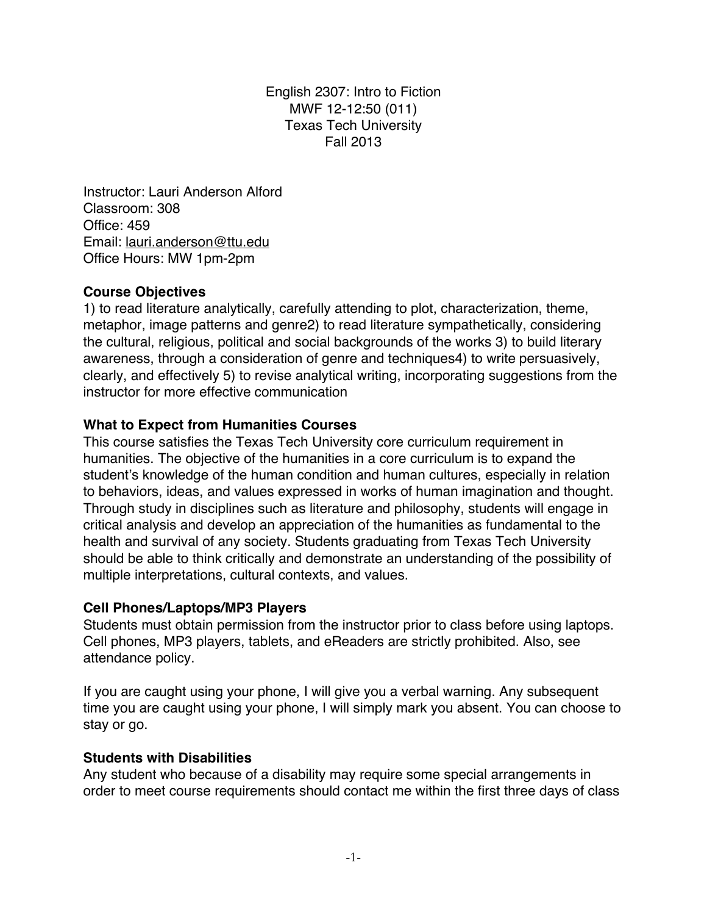English 2307: Intro to Fiction
MWF 12-12:50 (011)
Texas Tech University
Fall 2013

Instructor: Lauri Anderson Alford
Classroom: 308
Office: 459
Email: lauri.anderson@ttu.edu
Office Hours: MW 1pm-2pm

**Course Objectives**

1) to read literature analytically, carefully attending to plot, characterization, theme, metaphor, image patterns and genre2) to read literature sympathetically, considering the cultural, religious, political and social backgrounds of the works 3) to build literary awareness, through a consideration of genre and techniques4) to write persuasively, clearly, and effectively 5) to revise analytical writing, incorporating suggestions from the instructor for more effective communication

**What to Expect from Humanities Courses**

This course satisfies the Texas Tech University core curriculum requirement in humanities. The objective of the humanities in a core curriculum is to expand the student's knowledge of the human condition and human cultures, especially in relation to behaviors, ideas, and values expressed in works of human imagination and thought. Through study in disciplines such as literature and philosophy, students will engage in critical analysis and develop an appreciation of the humanities as fundamental to the health and survival of any society. Students graduating from Texas Tech University should be able to think critically and demonstrate an understanding of the possibility of multiple interpretations, cultural contexts, and values.

**Cell Phones/Laptops/MP3 Players**

Students must obtain permission from the instructor prior to class before using laptops. Cell phones, MP3 players, tablets, and eReaders are strictly prohibited. Also, see attendance policy.

If you are caught using your phone, I will give you a verbal warning. Any subsequent time you are caught using your phone, I will simply mark you absent. You can choose to stay or go.

**Students with Disabilities**

Any student who because of a disability may require some special arrangements in order to meet course requirements should contact me within the first three days of class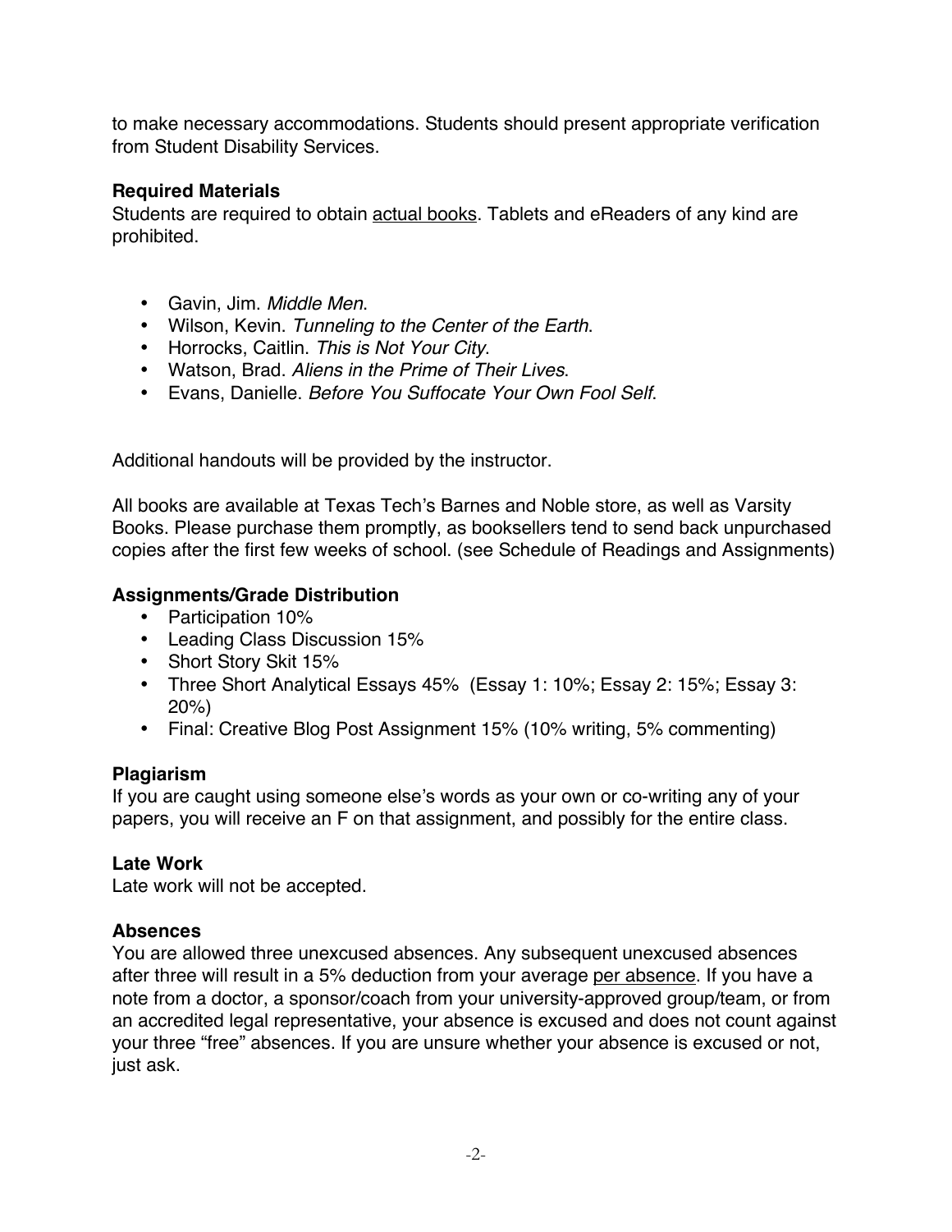to make necessary accommodations. Students should present appropriate verification from Student Disability Services.

### Required Materials

Students are required to obtain <u>actual books</u>. Tablets and eReaders of any kind are prohibited.

- Gavin, Jim. *Middle Men*.
- Wilson, Kevin. *Tunneling to the Center of the Earth*.
- Horrocks, Caitlin. *This is Not Your City*.
- Watson, Brad. *Aliens in the Prime of Their Lives*.
- Evans, Danielle. *Before You Suffocate Your Own Fool Self*.

Additional handouts will be provided by the instructor.

All books are available at Texas Tech's Barnes and Noble store, as well as Varsity Books. Please purchase them promptly, as booksellers tend to send back unpurchased copies after the first few weeks of school. (see Schedule of Readings and Assignments)

### Assignments/Grade Distribution

- Participation 10%
- Leading Class Discussion 15%
- Short Story Skit 15%
- Three Short Analytical Essays 45% (Essay 1: 10%; Essay 2: 15%; Essay 3: 20%)
- Final: Creative Blog Post Assignment 15% (10% writing, 5% commenting)

### Plagiarism

If you are caught using someone else's words as your own or co-writing any of your papers, you will receive an F on that assignment, and possibly for the entire class.

### Late Work

Late work will not be accepted.

### Absences

You are allowed three unexcused absences. Any subsequent unexcused absences after three will result in a 5% deduction from your average <u>per absence</u>. If you have a note from a doctor, a sponsor/coach from your university-approved group/team, or from an accredited legal representative, your absence is excused and does not count against your three "free" absences. If you are unsure whether your absence is excused or not, just ask.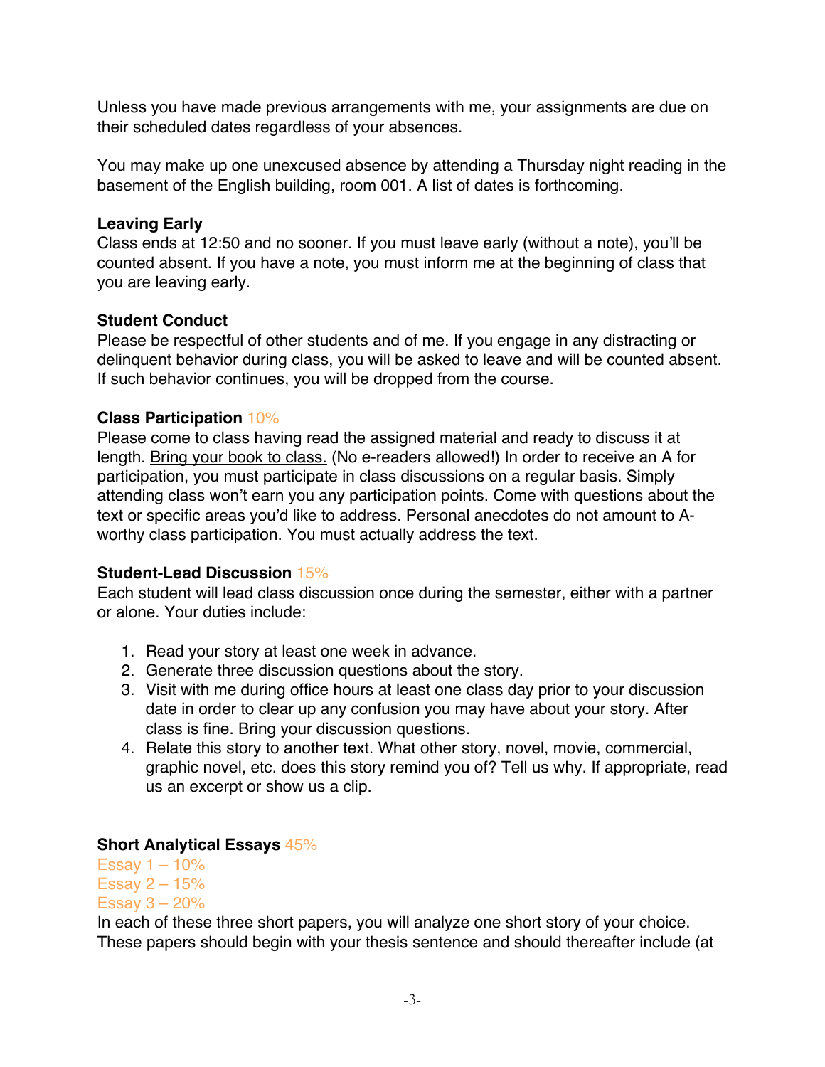Unless you have made previous arrangements with me, your assignments are due on their scheduled dates <u>regardless</u> of your absences.

You may make up one unexcused absence by attending a Thursday night reading in the basement of the English building, room 001. A list of dates is forthcoming.

**Leaving Early**
Class ends at 12:50 and no sooner. If you must leave early (without a note), you'll be counted absent. If you have a note, you must inform me at the beginning of class that you are leaving early.

**Student Conduct**
Please be respectful of other students and of me. If you engage in any distracting or delinquent behavior during class, you will be asked to leave and will be counted absent. If such behavior continues, you will be dropped from the course.

**Class Participation** 10%
Please come to class having read the assigned material and ready to discuss it at length. <u>Bring your book to class.</u> (No e-readers allowed!) In order to receive an A for participation, you must participate in class discussions on a regular basis. Simply attending class won't earn you any participation points. Come with questions about the text or specific areas you'd like to address. Personal anecdotes do not amount to A-worthy class participation. You must actually address the text.

**Student-Lead Discussion** 15%
Each student will lead class discussion once during the semester, either with a partner or alone. Your duties include:

1. Read your story at least one week in advance.
2. Generate three discussion questions about the story.
3. Visit with me during office hours at least one class day prior to your discussion date in order to clear up any confusion you may have about your story. After class is fine. Bring your discussion questions.
4. Relate this story to another text. What other story, novel, movie, commercial, graphic novel, etc. does this story remind you of? Tell us why. If appropriate, read us an excerpt or show us a clip.

**Short Analytical Essays** 45%
Essay 1 – 10%
Essay 2 – 15%
Essay 3 – 20%
In each of these three short papers, you will analyze one short story of your choice. These papers should begin with your thesis sentence and should thereafter include (at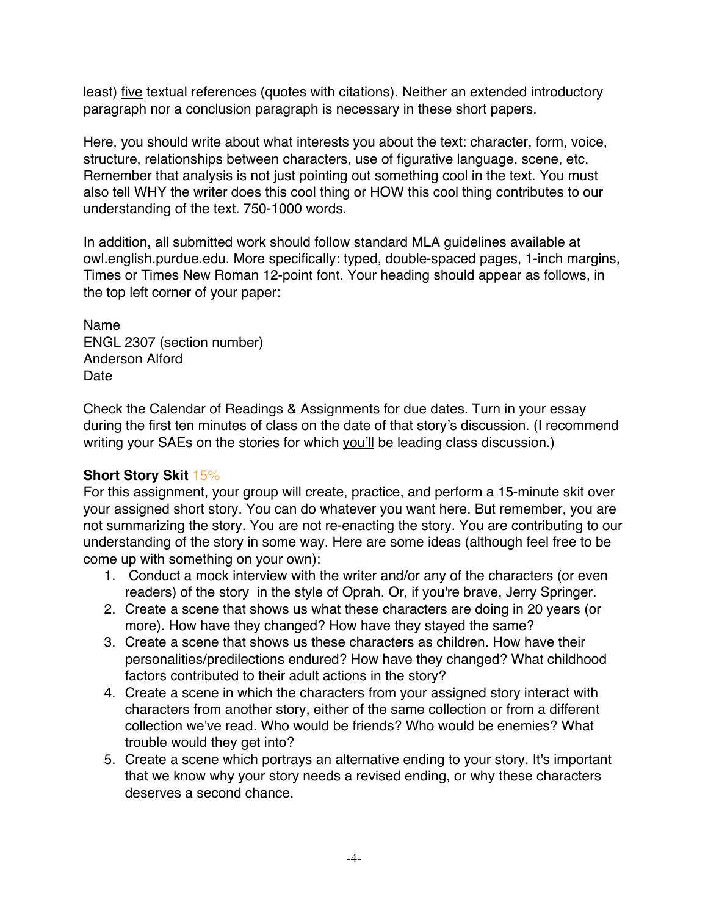least) <u>five</u> textual references (quotes with citations). Neither an extended introductory paragraph nor a conclusion paragraph is necessary in these short papers.

Here, you should write about what interests you about the text: character, form, voice, structure, relationships between characters, use of figurative language, scene, etc. Remember that analysis is not just pointing out something cool in the text. You must also tell WHY the writer does this cool thing or HOW this cool thing contributes to our understanding of the text. 750-1000 words.

In addition, all submitted work should follow standard MLA guidelines available at owl.english.purdue.edu. More specifically: typed, double-spaced pages, 1-inch margins, Times or Times New Roman 12-point font. Your heading should appear as follows, in the top left corner of your paper:

Name
ENGL 2307 (section number)
Anderson Alford
Date

Check the Calendar of Readings & Assignments for due dates. Turn in your essay during the first ten minutes of class on the date of that story's discussion. (I recommend writing your SAEs on the stories for which <u>you'll</u> be leading class discussion.)

**Short Story Skit** 15%
For this assignment, your group will create, practice, and perform a 15-minute skit over your assigned short story. You can do whatever you want here. But remember, you are not summarizing the story. You are not re-enacting the story. You are contributing to our understanding of the story in some way. Here are some ideas (although feel free to be come up with something on your own):

1. Conduct a mock interview with the writer and/or any of the characters (or even readers) of the story in the style of Oprah. Or, if you're brave, Jerry Springer.
2. Create a scene that shows us what these characters are doing in 20 years (or more). How have they changed? How have they stayed the same?
3. Create a scene that shows us these characters as children. How have their personalities/predilections endured? How have they changed? What childhood factors contributed to their adult actions in the story?
4. Create a scene in which the characters from your assigned story interact with characters from another story, either of the same collection or from a different collection we've read. Who would be friends? Who would be enemies? What trouble would they get into?
5. Create a scene which portrays an alternative ending to your story. It's important that we know why your story needs a revised ending, or why these characters deserves a second chance.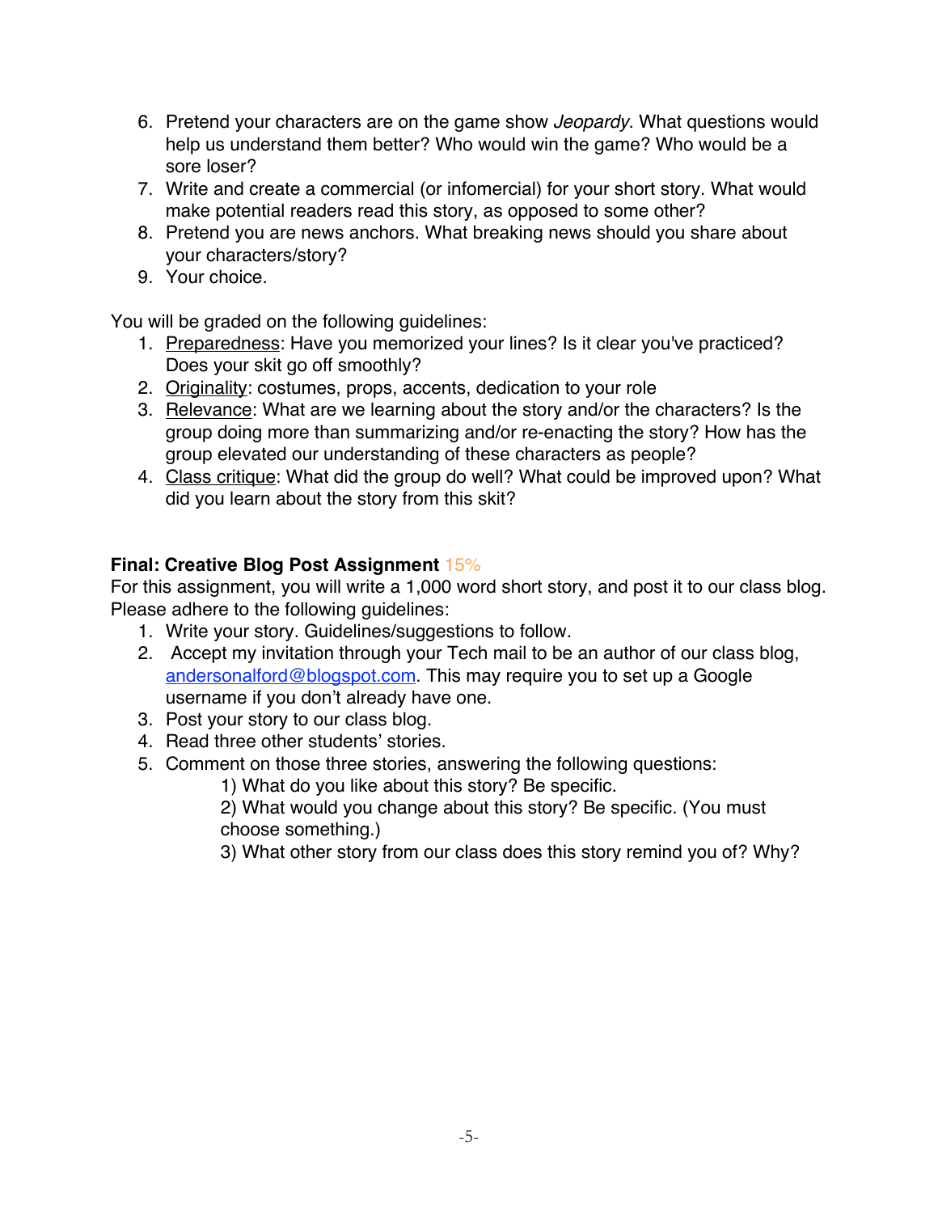6. Pretend your characters are on the game show *Jeopardy*. What questions would help us understand them better? Who would win the game? Who would be a sore loser?
7. Write and create a commercial (or infomercial) for your short story. What would make potential readers read this story, as opposed to some other?
8. Pretend you are news anchors. What breaking news should you share about your characters/story?
9. Your choice.

You will be graded on the following guidelines:

1. <u>Preparedness</u>: Have you memorized your lines? Is it clear you've practiced? Does your skit go off smoothly?
2. <u>Originality</u>: costumes, props, accents, dedication to your role
3. <u>Relevance</u>: What are we learning about the story and/or the characters? Is the group doing more than summarizing and/or re-enacting the story? How has the group elevated our understanding of these characters as people?
4. <u>Class critique</u>: What did the group do well? What could be improved upon? What did you learn about the story from this skit?

**Final: Creative Blog Post Assignment** 15%

For this assignment, you will write a 1,000 word short story, and post it to our class blog. Please adhere to the following guidelines:

1. Write your story. Guidelines/suggestions to follow.
2. Accept my invitation through your Tech mail to be an author of our class blog, andersonalford@blogspot.com. This may require you to set up a Google username if you don't already have one.
3. Post your story to our class blog.
4. Read three other students' stories.
5. Comment on those three stories, answering the following questions:
    1) What do you like about this story? Be specific.
    2) What would you change about this story? Be specific. (You must choose something.)
    3) What other story from our class does this story remind you of? Why?